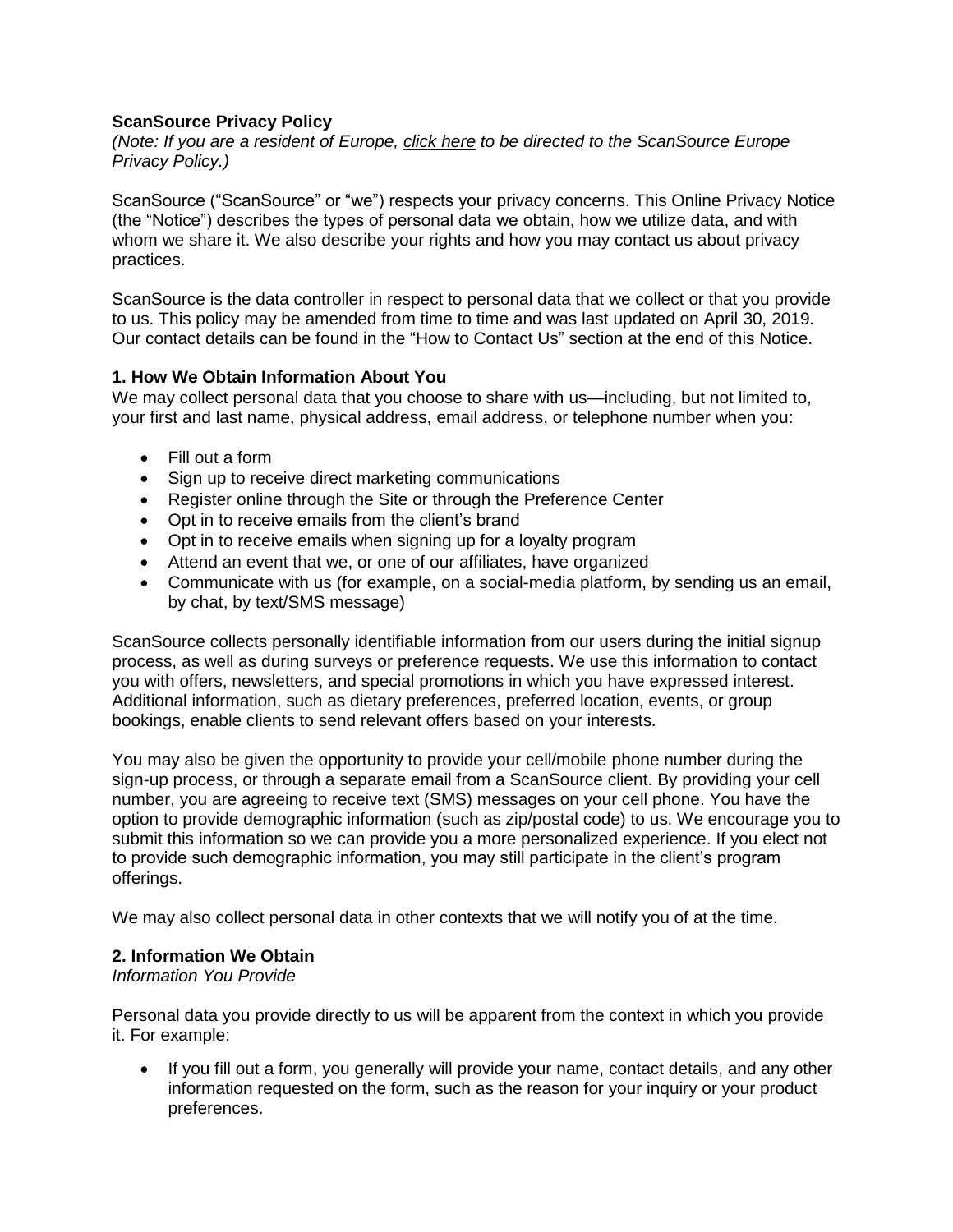# ScanSource Privacy Policy

*(Note: If you are a resident of Europe, click here to be directed to the ScanSource Europe Privacy Policy.)*

ScanSource ("ScanSource" or "we") respects your privacy concerns. This Online Privacy Notice (the "Notice") describes the types of personal data we obtain, how we utilize data, and with whom we share it. We also describe your rights and how you may contact us about privacy practices.

ScanSource is the data controller in respect to personal data that we collect or that you provide to us. This policy may be amended from time to time and was last updated on April 30, 2019. Our contact details can be found in the "How to Contact Us" section at the end of this Notice.

## 1. How We Obtain Information About You

We may collect personal data that you choose to share with us—including, but not limited to, your first and last name, physical address, email address, or telephone number when you:

- Fill out a form
- Sign up to receive direct marketing communications
- Register online through the Site or through the Preference Center
- Opt in to receive emails from the client's brand
- Opt in to receive emails when signing up for a loyalty program
- Attend an event that we, or one of our affiliates, have organized
- Communicate with us (for example, on a social-media platform, by sending us an email, by chat, by text/SMS message)

ScanSource collects personally identifiable information from our users during the initial signup process, as well as during surveys or preference requests. We use this information to contact you with offers, newsletters, and special promotions in which you have expressed interest. Additional information, such as dietary preferences, preferred location, events, or group bookings, enable clients to send relevant offers based on your interests.

You may also be given the opportunity to provide your cell/mobile phone number during the sign-up process, or through a separate email from a ScanSource client. By providing your cell number, you are agreeing to receive text (SMS) messages on your cell phone. You have the option to provide demographic information (such as zip/postal code) to us. We encourage you to submit this information so we can provide you a more personalized experience. If you elect not to provide such demographic information, you may still participate in the client's program offerings.

We may also collect personal data in other contexts that we will notify you of at the time.

## 2. Information We Obtain

*Information You Provide*

Personal data you provide directly to us will be apparent from the context in which you provide it. For example:

- If you fill out a form, you generally will provide your name, contact details, and any other information requested on the form, such as the reason for your inquiry or your product preferences.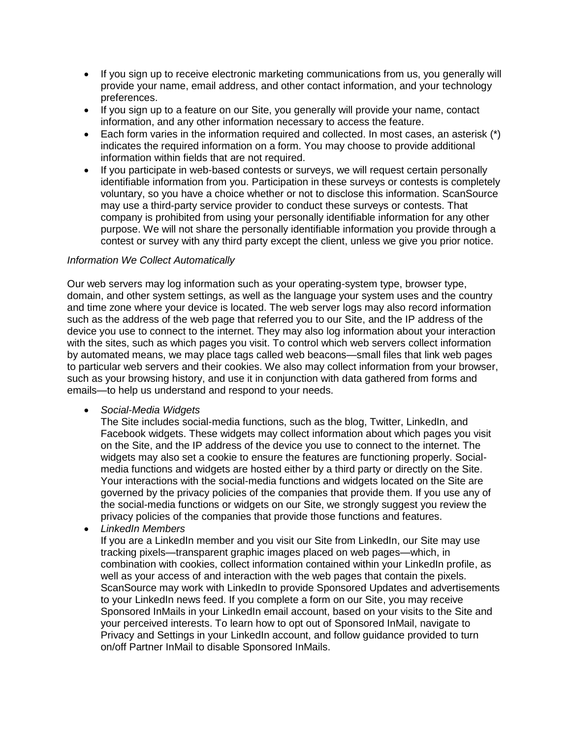- If you sign up to receive electronic marketing communications from us, you generally will provide your name, email address, and other contact information, and your technology preferences.
- If you sign up to a feature on our Site, you generally will provide your name, contact information, and any other information necessary to access the feature.
- Each form varies in the information required and collected. In most cases, an asterisk (*) indicates the required information on a form. You may choose to provide additional information within fields that are not required.
- If you participate in web-based contests or surveys, we will request certain personally identifiable information from you. Participation in these surveys or contests is completely voluntary, so you have a choice whether or not to disclose this information. ScanSource may use a third-party service provider to conduct these surveys or contests. That company is prohibited from using your personally identifiable information for any other purpose. We will not share the personally identifiable information you provide through a contest or survey with any third party except the client, unless we give you prior notice.

*Information We Collect Automatically*

Our web servers may log information such as your operating-system type, browser type, domain, and other system settings, as well as the language your system uses and the country and time zone where your device is located. The web server logs may also record information such as the address of the web page that referred you to our Site, and the IP address of the device you use to connect to the internet. They may also log information about your interaction with the sites, such as which pages you visit. To control which web servers collect information by automated means, we may place tags called web beacons—small files that link web pages to particular web servers and their cookies. We also may collect information from your browser, such as your browsing history, and use it in conjunction with data gathered from forms and emails—to help us understand and respond to your needs.

- *Social-Media Widgets*
  The Site includes social-media functions, such as the blog, Twitter, LinkedIn, and Facebook widgets. These widgets may collect information about which pages you visit on the Site, and the IP address of the device you use to connect to the internet. The widgets may also set a cookie to ensure the features are functioning properly. Social-media functions and widgets are hosted either by a third party or directly on the Site. Your interactions with the social-media functions and widgets located on the Site are governed by the privacy policies of the companies that provide them. If you use any of the social-media functions or widgets on our Site, we strongly suggest you review the privacy policies of the companies that provide those functions and features.
- *LinkedIn Members*
  If you are a LinkedIn member and you visit our Site from LinkedIn, our Site may use tracking pixels—transparent graphic images placed on web pages—which, in combination with cookies, collect information contained within your LinkedIn profile, as well as your access of and interaction with the web pages that contain the pixels. ScanSource may work with LinkedIn to provide Sponsored Updates and advertisements to your LinkedIn news feed. If you complete a form on our Site, you may receive Sponsored InMails in your LinkedIn email account, based on your visits to the Site and your perceived interests. To learn how to opt out of Sponsored InMail, navigate to Privacy and Settings in your LinkedIn account, and follow guidance provided to turn on/off Partner InMail to disable Sponsored InMails.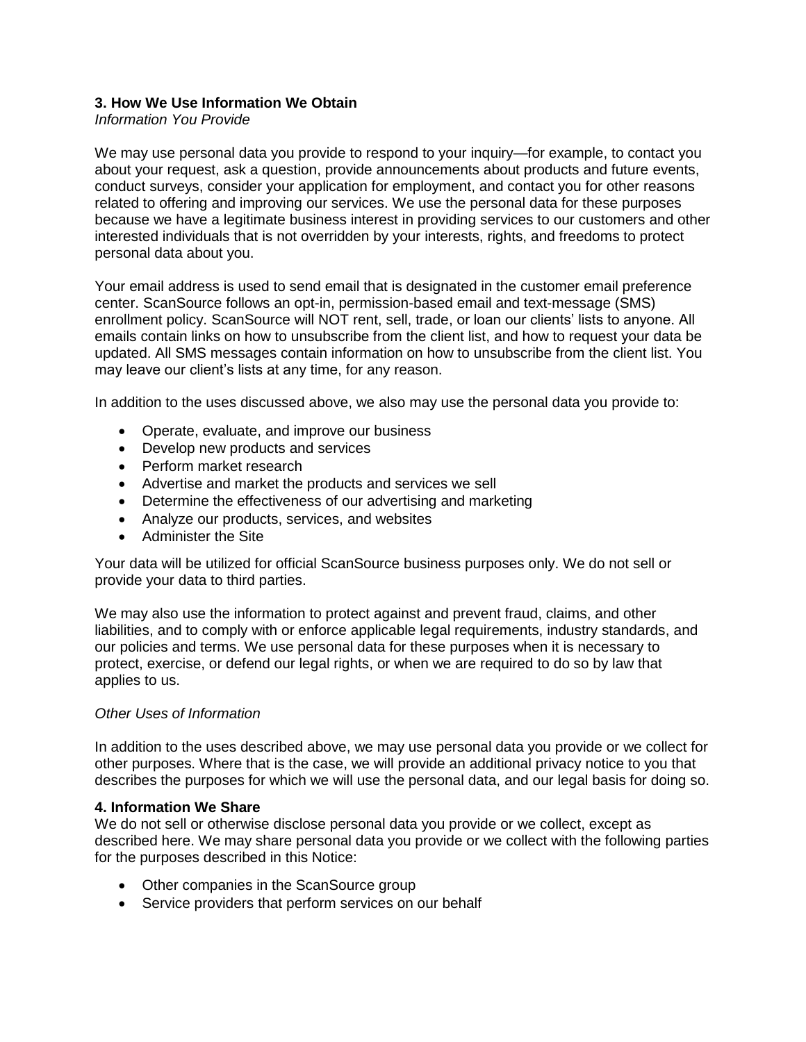**3. How We Use Information We Obtain**

*Information You Provide*

We may use personal data you provide to respond to your inquiry—for example, to contact you about your request, ask a question, provide announcements about products and future events, conduct surveys, consider your application for employment, and contact you for other reasons related to offering and improving our services. We use the personal data for these purposes because we have a legitimate business interest in providing services to our customers and other interested individuals that is not overridden by your interests, rights, and freedoms to protect personal data about you.

Your email address is used to send email that is designated in the customer email preference center. ScanSource follows an opt-in, permission-based email and text-message (SMS) enrollment policy. ScanSource will NOT rent, sell, trade, or loan our clients' lists to anyone. All emails contain links on how to unsubscribe from the client list, and how to request your data be updated. All SMS messages contain information on how to unsubscribe from the client list. You may leave our client's lists at any time, for any reason.

In addition to the uses discussed above, we also may use the personal data you provide to:

- Operate, evaluate, and improve our business
- Develop new products and services
- Perform market research
- Advertise and market the products and services we sell
- Determine the effectiveness of our advertising and marketing
- Analyze our products, services, and websites
- Administer the Site

Your data will be utilized for official ScanSource business purposes only. We do not sell or provide your data to third parties.

We may also use the information to protect against and prevent fraud, claims, and other liabilities, and to comply with or enforce applicable legal requirements, industry standards, and our policies and terms. We use personal data for these purposes when it is necessary to protect, exercise, or defend our legal rights, or when we are required to do so by law that applies to us.

*Other Uses of Information*

In addition to the uses described above, we may use personal data you provide or we collect for other purposes. Where that is the case, we will provide an additional privacy notice to you that describes the purposes for which we will use the personal data, and our legal basis for doing so.

**4. Information We Share**

We do not sell or otherwise disclose personal data you provide or we collect, except as described here. We may share personal data you provide or we collect with the following parties for the purposes described in this Notice:

- Other companies in the ScanSource group
- Service providers that perform services on our behalf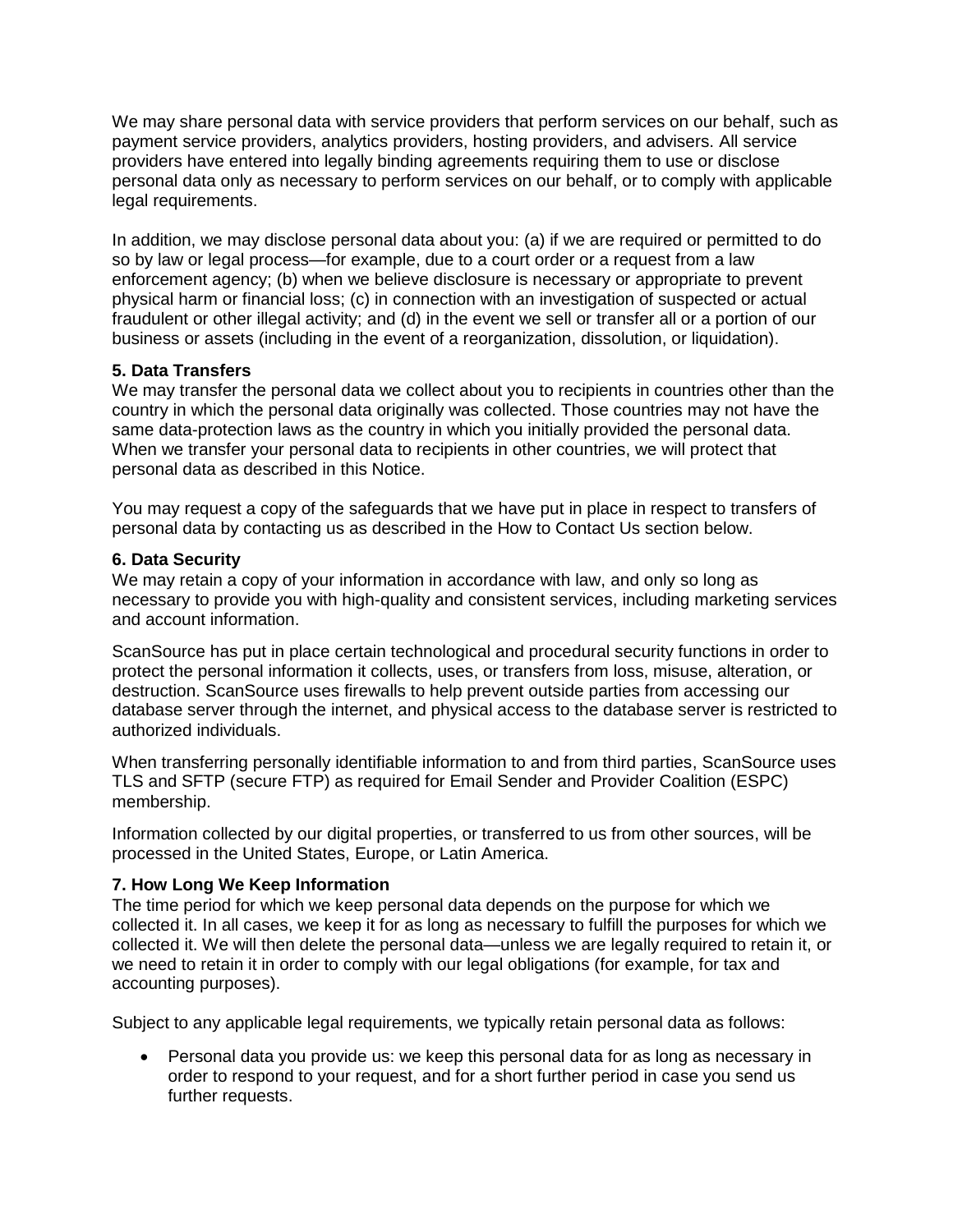We may share personal data with service providers that perform services on our behalf, such as payment service providers, analytics providers, hosting providers, and advisers. All service providers have entered into legally binding agreements requiring them to use or disclose personal data only as necessary to perform services on our behalf, or to comply with applicable legal requirements.

In addition, we may disclose personal data about you: (a) if we are required or permitted to do so by law or legal process—for example, due to a court order or a request from a law enforcement agency; (b) when we believe disclosure is necessary or appropriate to prevent physical harm or financial loss; (c) in connection with an investigation of suspected or actual fraudulent or other illegal activity; and (d) in the event we sell or transfer all or a portion of our business or assets (including in the event of a reorganization, dissolution, or liquidation).

**5. Data Transfers**

We may transfer the personal data we collect about you to recipients in countries other than the country in which the personal data originally was collected. Those countries may not have the same data-protection laws as the country in which you initially provided the personal data. When we transfer your personal data to recipients in other countries, we will protect that personal data as described in this Notice.

You may request a copy of the safeguards that we have put in place in respect to transfers of personal data by contacting us as described in the How to Contact Us section below.

**6. Data Security**

We may retain a copy of your information in accordance with law, and only so long as necessary to provide you with high-quality and consistent services, including marketing services and account information.

ScanSource has put in place certain technological and procedural security functions in order to protect the personal information it collects, uses, or transfers from loss, misuse, alteration, or destruction. ScanSource uses firewalls to help prevent outside parties from accessing our database server through the internet, and physical access to the database server is restricted to authorized individuals.

When transferring personally identifiable information to and from third parties, ScanSource uses TLS and SFTP (secure FTP) as required for Email Sender and Provider Coalition (ESPC) membership.

Information collected by our digital properties, or transferred to us from other sources, will be processed in the United States, Europe, or Latin America.

**7. How Long We Keep Information**

The time period for which we keep personal data depends on the purpose for which we collected it. In all cases, we keep it for as long as necessary to fulfill the purposes for which we collected it. We will then delete the personal data—unless we are legally required to retain it, or we need to retain it in order to comply with our legal obligations (for example, for tax and accounting purposes).

Subject to any applicable legal requirements, we typically retain personal data as follows:

- Personal data you provide us: we keep this personal data for as long as necessary in order to respond to your request, and for a short further period in case you send us further requests.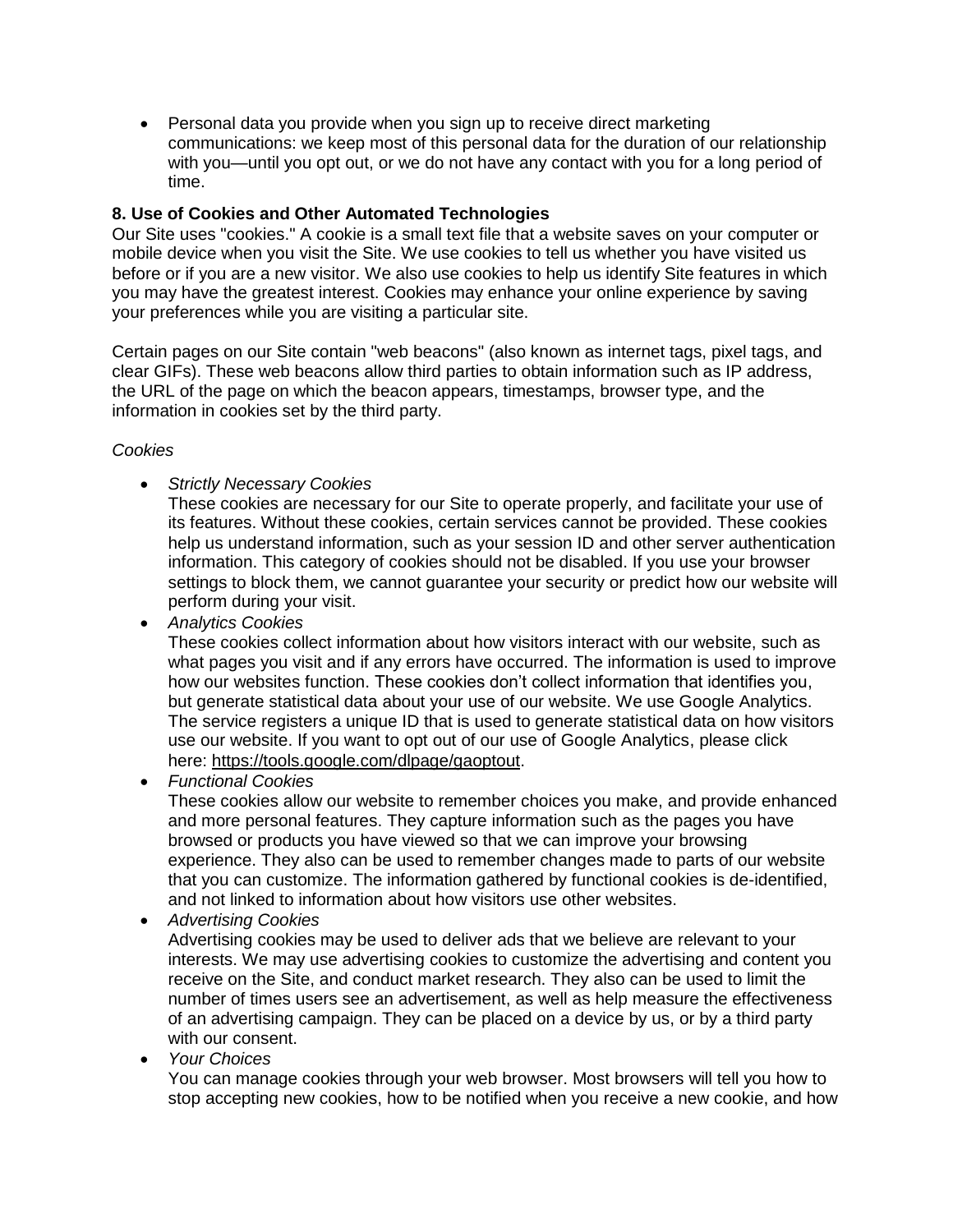- Personal data you provide when you sign up to receive direct marketing communications: we keep most of this personal data for the duration of our relationship with you—until you opt out, or we do not have any contact with you for a long period of time.

**8. Use of Cookies and Other Automated Technologies**

Our Site uses "cookies." A cookie is a small text file that a website saves on your computer or mobile device when you visit the Site. We use cookies to tell us whether you have visited us before or if you are a new visitor. We also use cookies to help us identify Site features in which you may have the greatest interest. Cookies may enhance your online experience by saving your preferences while you are visiting a particular site.

Certain pages on our Site contain "web beacons" (also known as internet tags, pixel tags, and clear GIFs). These web beacons allow third parties to obtain information such as IP address, the URL of the page on which the beacon appears, timestamps, browser type, and the information in cookies set by the third party.

*Cookies*

- *Strictly Necessary Cookies*
  These cookies are necessary for our Site to operate properly, and facilitate your use of its features. Without these cookies, certain services cannot be provided. These cookies help us understand information, such as your session ID and other server authentication information. This category of cookies should not be disabled. If you use your browser settings to block them, we cannot guarantee your security or predict how our website will perform during your visit.
- *Analytics Cookies*
  These cookies collect information about how visitors interact with our website, such as what pages you visit and if any errors have occurred. The information is used to improve how our websites function. These cookies don't collect information that identifies you, but generate statistical data about your use of our website. We use Google Analytics. The service registers a unique ID that is used to generate statistical data on how visitors use our website. If you want to opt out of our use of Google Analytics, please click here: https://tools.google.com/dlpage/gaoptout.
- *Functional Cookies*
  These cookies allow our website to remember choices you make, and provide enhanced and more personal features. They capture information such as the pages you have browsed or products you have viewed so that we can improve your browsing experience. They also can be used to remember changes made to parts of our website that you can customize. The information gathered by functional cookies is de-identified, and not linked to information about how visitors use other websites.
- *Advertising Cookies*
  Advertising cookies may be used to deliver ads that we believe are relevant to your interests. We may use advertising cookies to customize the advertising and content you receive on the Site, and conduct market research. They also can be used to limit the number of times users see an advertisement, as well as help measure the effectiveness of an advertising campaign. They can be placed on a device by us, or by a third party with our consent.
- *Your Choices*
  You can manage cookies through your web browser. Most browsers will tell you how to stop accepting new cookies, how to be notified when you receive a new cookie, and how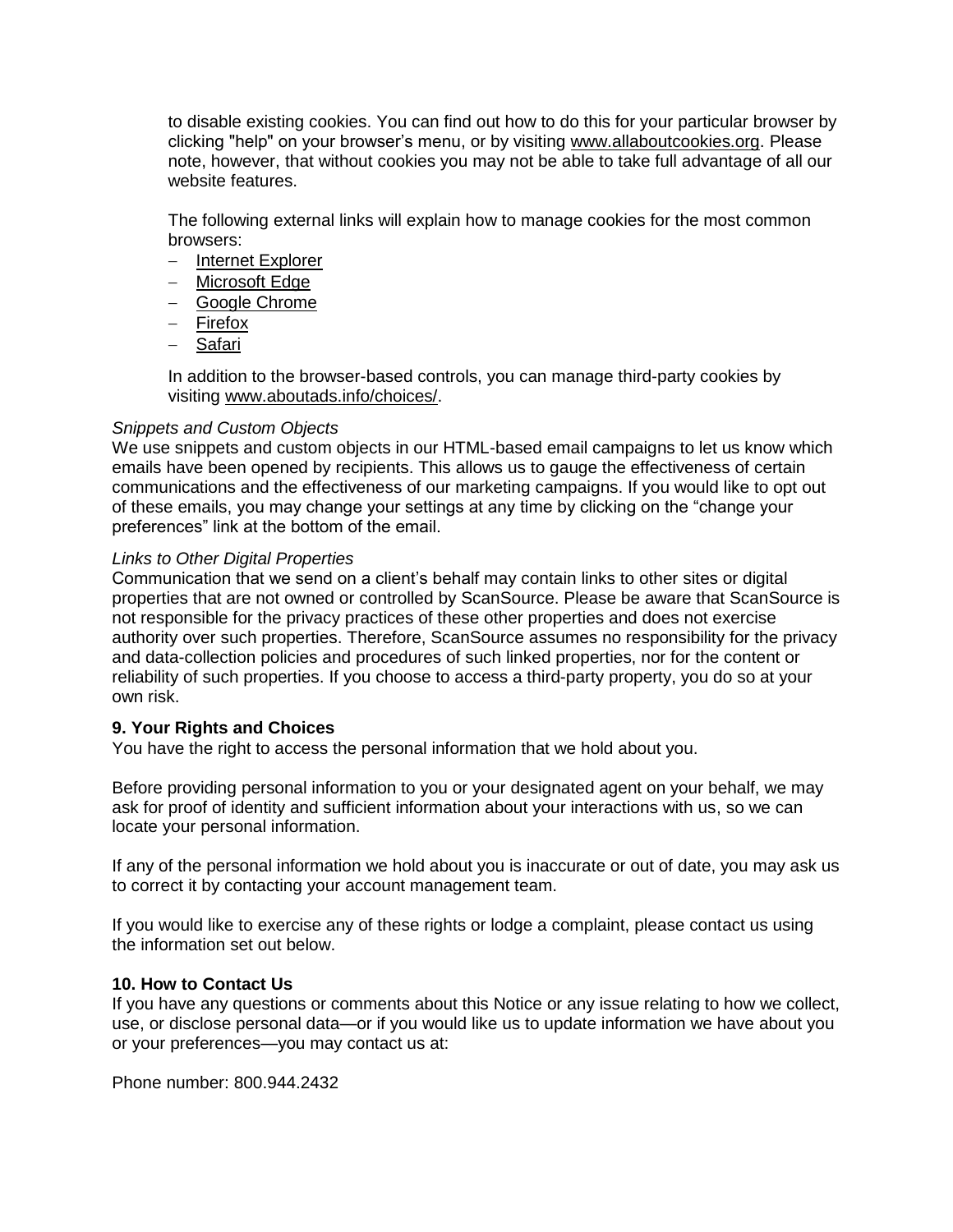to disable existing cookies. You can find out how to do this for your particular browser by clicking "help" on your browser's menu, or by visiting www.allaboutcookies.org. Please note, however, that without cookies you may not be able to take full advantage of all our website features.

The following external links will explain how to manage cookies for the most common browsers:

- Internet Explorer
- Microsoft Edge
- Google Chrome
- Firefox
- Safari

In addition to the browser-based controls, you can manage third-party cookies by visiting www.aboutads.info/choices/.

*Snippets and Custom Objects*

We use snippets and custom objects in our HTML-based email campaigns to let us know which emails have been opened by recipients. This allows us to gauge the effectiveness of certain communications and the effectiveness of our marketing campaigns. If you would like to opt out of these emails, you may change your settings at any time by clicking on the "change your preferences" link at the bottom of the email.

*Links to Other Digital Properties*

Communication that we send on a client's behalf may contain links to other sites or digital properties that are not owned or controlled by ScanSource. Please be aware that ScanSource is not responsible for the privacy practices of these other properties and does not exercise authority over such properties. Therefore, ScanSource assumes no responsibility for the privacy and data-collection policies and procedures of such linked properties, nor for the content or reliability of such properties. If you choose to access a third-party property, you do so at your own risk.

**9. Your Rights and Choices**

You have the right to access the personal information that we hold about you.

Before providing personal information to you or your designated agent on your behalf, we may ask for proof of identity and sufficient information about your interactions with us, so we can locate your personal information.

If any of the personal information we hold about you is inaccurate or out of date, you may ask us to correct it by contacting your account management team.

If you would like to exercise any of these rights or lodge a complaint, please contact us using the information set out below.

**10. How to Contact Us**

If you have any questions or comments about this Notice or any issue relating to how we collect, use, or disclose personal data—or if you would like us to update information we have about you or your preferences—you may contact us at:

Phone number: 800.944.2432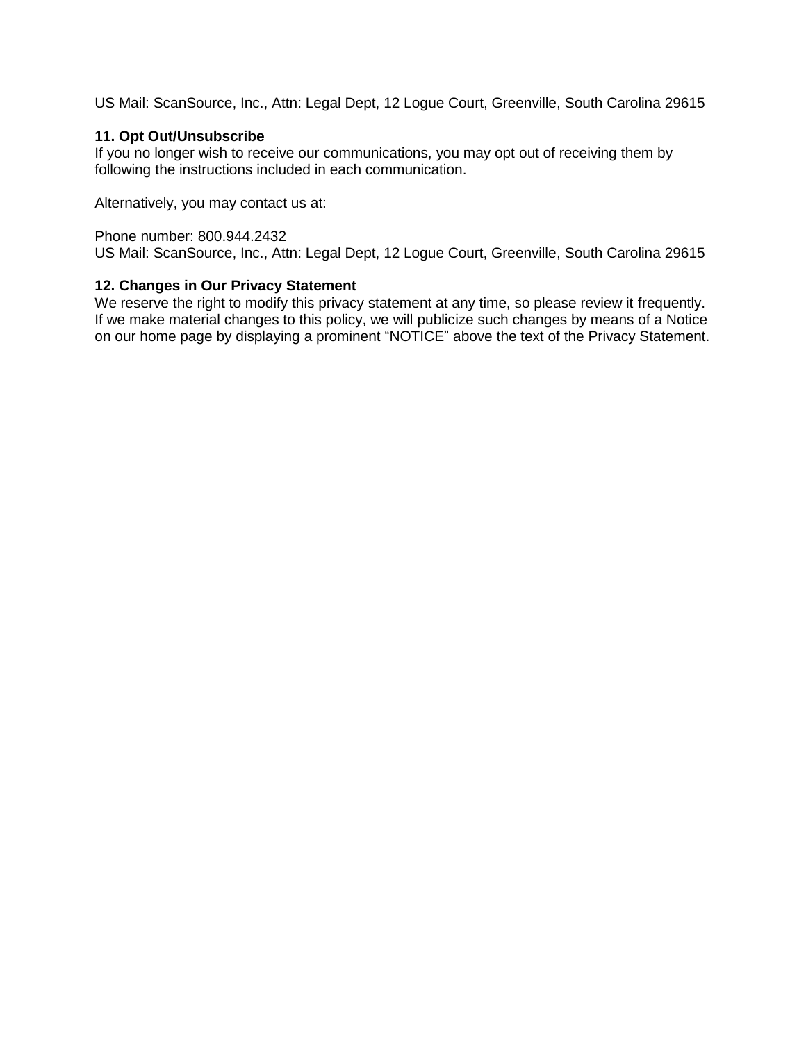US Mail: ScanSource, Inc., Attn: Legal Dept, 12 Logue Court, Greenville, South Carolina 29615

**11. Opt Out/Unsubscribe**

If you no longer wish to receive our communications, you may opt out of receiving them by following the instructions included in each communication.

Alternatively, you may contact us at:

Phone number: 800.944.2432
US Mail: ScanSource, Inc., Attn: Legal Dept, 12 Logue Court, Greenville, South Carolina 29615

**12. Changes in Our Privacy Statement**

We reserve the right to modify this privacy statement at any time, so please review it frequently. If we make material changes to this policy, we will publicize such changes by means of a Notice on our home page by displaying a prominent “NOTICE” above the text of the Privacy Statement.